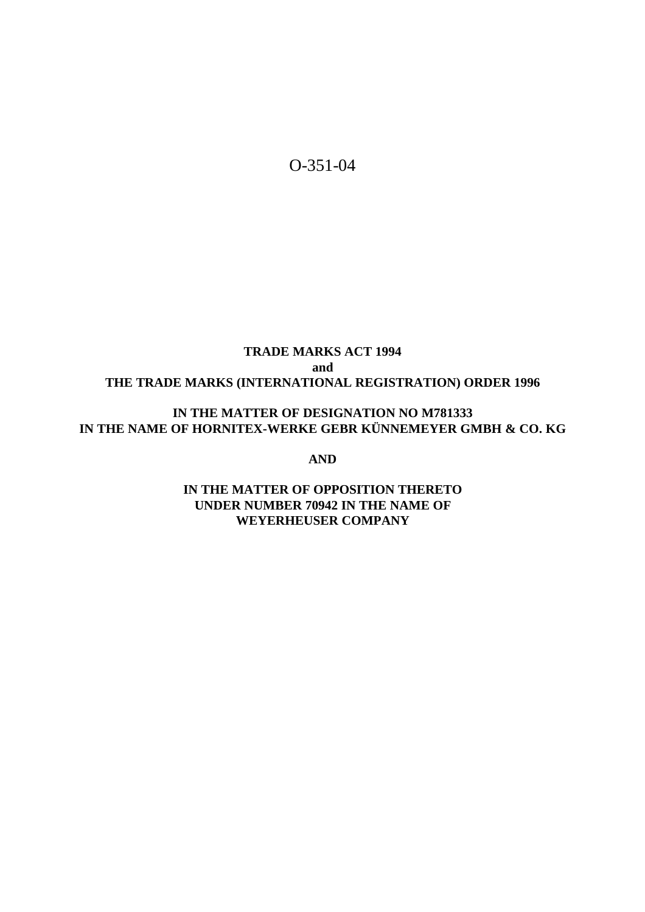O-351-04

**TRADE MARKS ACT 1994**
**and**
**THE TRADE MARKS (INTERNATIONAL REGISTRATION) ORDER 1996**

**IN THE MATTER OF DESIGNATION NO M781333**
**IN THE NAME OF HORNITEX-WERKE GEBR KÜNNEMEYER GMBH & CO. KG**

**AND**

**IN THE MATTER OF OPPOSITION THERETO**
**UNDER NUMBER 70942 IN THE NAME OF**
**WEYERHEUSER COMPANY**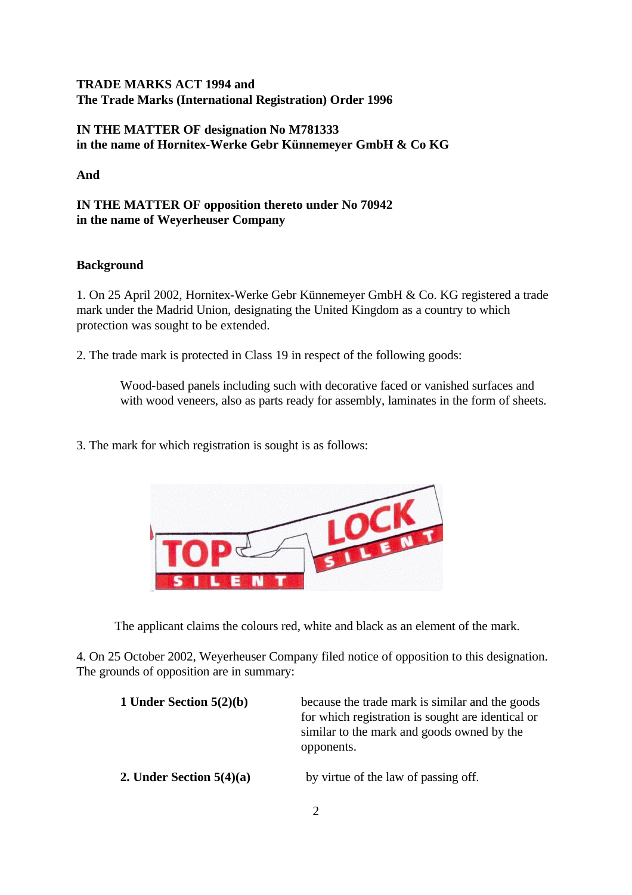**TRADE MARKS ACT 1994 and**
**The Trade Marks (International Registration) Order 1996**

**IN THE MATTER OF designation No M781333**
**in the name of Hornitex-Werke Gebr Künnemeyer GmbH & Co KG**

**And**

**IN THE MATTER OF opposition thereto under No 70942**
**in the name of Weyerheuser Company**

**Background**

1. On 25 April 2002, Hornitex-Werke Gebr Künnemeyer GmbH & Co. KG registered a trade mark under the Madrid Union, designating the United Kingdom as a country to which protection was sought to be extended.

2. The trade mark is protected in Class 19 in respect of the following goods:

> Wood-based panels including such with decorative faced or vanished surfaces and with wood veneers, also as parts ready for assembly, laminates in the form of sheets.

3. The mark for which registration is sought is as follows:

TOP SILENT LOCK SILENT

The applicant claims the colours red, white and black as an element of the mark.

4. On 25 October 2002, Weyerheuser Company filed notice of opposition to this designation. The grounds of opposition are in summary:

| | |
|---|---|
| **1 Under Section 5(2)(b)** | because the trade mark is similar and the goods for which registration is sought are identical or similar to the mark and goods owned by the opponents. |
| **2. Under Section 5(4)(a)** | by virtue of the law of passing off. |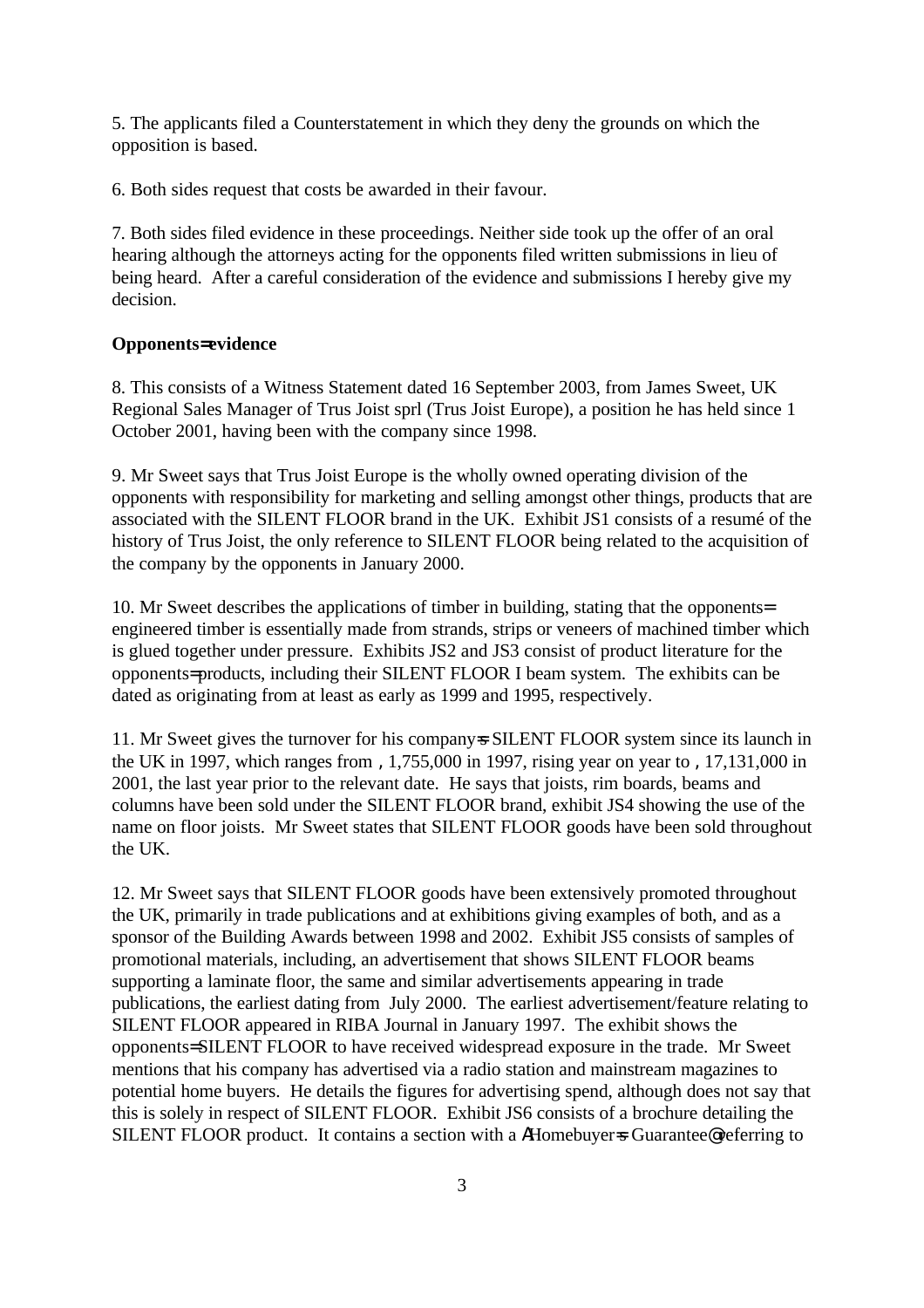5. The applicants filed a Counterstatement in which they deny the grounds on which the opposition is based.

6. Both sides request that costs be awarded in their favour.

7. Both sides filed evidence in these proceedings. Neither side took up the offer of an oral hearing although the attorneys acting for the opponents filed written submissions in lieu of being heard. After a careful consideration of the evidence and submissions I hereby give my decision.

**Opponents=evidence**

8. This consists of a Witness Statement dated 16 September 2003, from James Sweet, UK Regional Sales Manager of Trus Joist sprl (Trus Joist Europe), a position he has held since 1 October 2001, having been with the company since 1998.

9. Mr Sweet says that Trus Joist Europe is the wholly owned operating division of the opponents with responsibility for marketing and selling amongst other things, products that are associated with the SILENT FLOOR brand in the UK. Exhibit JS1 consists of a resumé of the history of Trus Joist, the only reference to SILENT FLOOR being related to the acquisition of the company by the opponents in January 2000.

10. Mr Sweet describes the applications of timber in building, stating that the opponents= engineered timber is essentially made from strands, strips or veneers of machined timber which is glued together under pressure. Exhibits JS2 and JS3 consist of product literature for the opponents=products, including their SILENT FLOOR I beam system. The exhibits can be dated as originating from at least as early as 1999 and 1995, respectively.

11. Mr Sweet gives the turnover for his company=s SILENT FLOOR system since its launch in the UK in 1997, which ranges from , 1,755,000 in 1997, rising year on year to , 17,131,000 in 2001, the last year prior to the relevant date. He says that joists, rim boards, beams and columns have been sold under the SILENT FLOOR brand, exhibit JS4 showing the use of the name on floor joists. Mr Sweet states that SILENT FLOOR goods have been sold throughout the UK.

12. Mr Sweet says that SILENT FLOOR goods have been extensively promoted throughout the UK, primarily in trade publications and at exhibitions giving examples of both, and as a sponsor of the Building Awards between 1998 and 2002. Exhibit JS5 consists of samples of promotional materials, including, an advertisement that shows SILENT FLOOR beams supporting a laminate floor, the same and similar advertisements appearing in trade publications, the earliest dating from July 2000. The earliest advertisement/feature relating to SILENT FLOOR appeared in RIBA Journal in January 1997. The exhibit shows the opponents=SILENT FLOOR to have received widespread exposure in the trade. Mr Sweet mentions that his company has advertised via a radio station and mainstream magazines to potential home buyers. He details the figures for advertising spend, although does not say that this is solely in respect of SILENT FLOOR. Exhibit JS6 consists of a brochure detailing the SILENT FLOOR product. It contains a section with a AHomebuyer=s Guarantee@referring to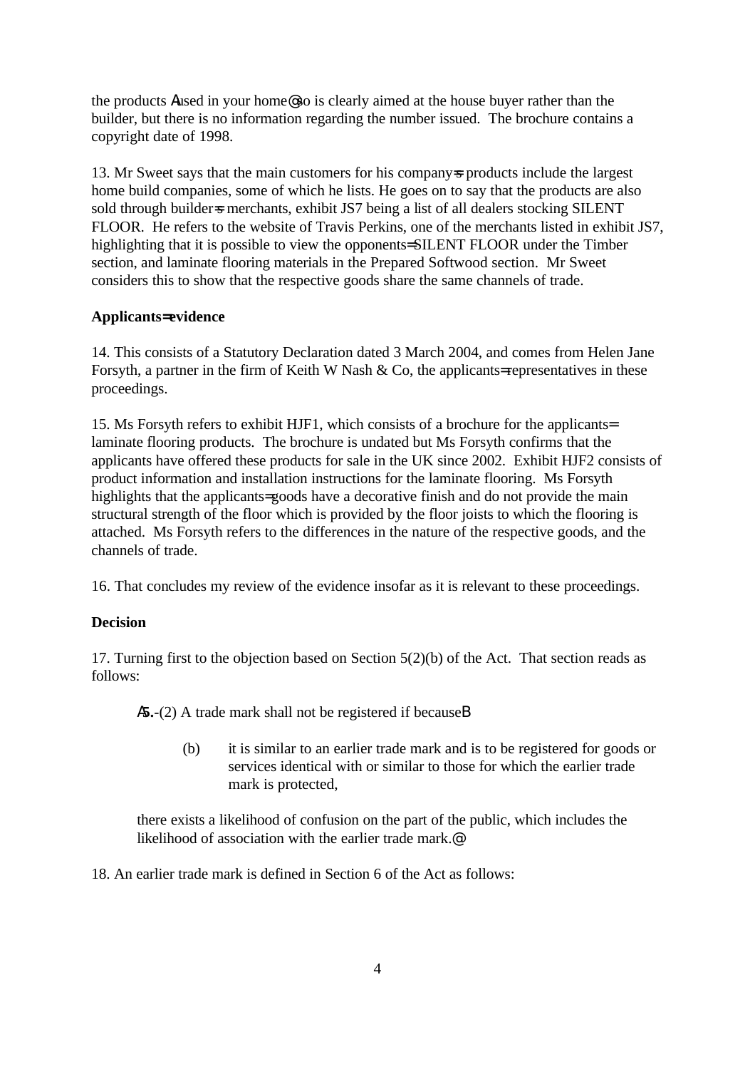the products Aused in your home@ so is clearly aimed at the house buyer rather than the builder, but there is no information regarding the number issued. The brochure contains a copyright date of 1998.

13. Mr Sweet says that the main customers for his company=s products include the largest home build companies, some of which he lists. He goes on to say that the products are also sold through builder=s merchants, exhibit JS7 being a list of all dealers stocking SILENT FLOOR. He refers to the website of Travis Perkins, one of the merchants listed in exhibit JS7, highlighting that it is possible to view the opponents= SILENT FLOOR under the Timber section, and laminate flooring materials in the Prepared Softwood section. Mr Sweet considers this to show that the respective goods share the same channels of trade.

**Applicants= evidence**

14. This consists of a Statutory Declaration dated 3 March 2004, and comes from Helen Jane Forsyth, a partner in the firm of Keith W Nash & Co, the applicants= representatives in these proceedings.

15. Ms Forsyth refers to exhibit HJF1, which consists of a brochure for the applicants= laminate flooring products. The brochure is undated but Ms Forsyth confirms that the applicants have offered these products for sale in the UK since 2002. Exhibit HJF2 consists of product information and installation instructions for the laminate flooring. Ms Forsyth highlights that the applicants= goods have a decorative finish and do not provide the main structural strength of the floor which is provided by the floor joists to which the flooring is attached. Ms Forsyth refers to the differences in the nature of the respective goods, and the channels of trade.

16. That concludes my review of the evidence insofar as it is relevant to these proceedings.

**Decision**

17. Turning first to the objection based on Section 5(2)(b) of the Act. That section reads as follows:

> A**5.**-(2) A trade mark shall not be registered if becauseB
>
> (b) it is similar to an earlier trade mark and is to be registered for goods or services identical with or similar to those for which the earlier trade mark is protected,
>
> there exists a likelihood of confusion on the part of the public, which includes the likelihood of association with the earlier trade mark.@

18. An earlier trade mark is defined in Section 6 of the Act as follows: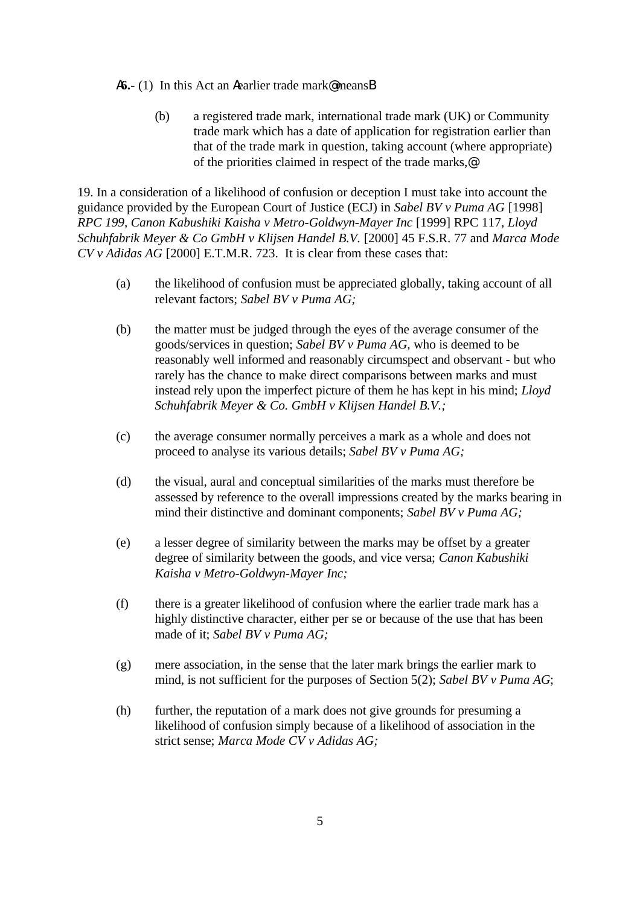A6.- (1) In this Act an Aearlier trade mark@ meansB

> (b) a registered trade mark, international trade mark (UK) or Community trade mark which has a date of application for registration earlier than that of the trade mark in question, taking account (where appropriate) of the priorities claimed in respect of the trade marks,@

19. In a consideration of a likelihood of confusion or deception I must take into account the guidance provided by the European Court of Justice (ECJ) in *Sabel BV v Puma AG* [1998] *RPC 199*, *Canon Kabushiki Kaisha v Metro-Goldwyn-Mayer Inc* [1999] RPC 117, *Lloyd Schuhfabrik Meyer & Co GmbH v Klijsen Handel B.V.* [2000] 45 F.S.R. 77 and *Marca Mode CV v Adidas AG* [2000] E.T.M.R. 723. It is clear from these cases that:

(a) the likelihood of confusion must be appreciated globally, taking account of all relevant factors; *Sabel BV v Puma AG;*

(b) the matter must be judged through the eyes of the average consumer of the goods/services in question; *Sabel BV v Puma AG,* who is deemed to be reasonably well informed and reasonably circumspect and observant - but who rarely has the chance to make direct comparisons between marks and must instead rely upon the imperfect picture of them he has kept in his mind; *Lloyd Schuhfabrik Meyer & Co. GmbH v Klijsen Handel B.V.;*

(c) the average consumer normally perceives a mark as a whole and does not proceed to analyse its various details; *Sabel BV v Puma AG;*

(d) the visual, aural and conceptual similarities of the marks must therefore be assessed by reference to the overall impressions created by the marks bearing in mind their distinctive and dominant components; *Sabel BV v Puma AG;*

(e) a lesser degree of similarity between the marks may be offset by a greater degree of similarity between the goods, and vice versa; *Canon Kabushiki Kaisha v Metro-Goldwyn-Mayer Inc;*

(f) there is a greater likelihood of confusion where the earlier trade mark has a highly distinctive character, either per se or because of the use that has been made of it; *Sabel BV v Puma AG;*

(g) mere association, in the sense that the later mark brings the earlier mark to mind, is not sufficient for the purposes of Section 5(2); *Sabel BV v Puma AG*;

(h) further, the reputation of a mark does not give grounds for presuming a likelihood of confusion simply because of a likelihood of association in the strict sense; *Marca Mode CV v Adidas AG;*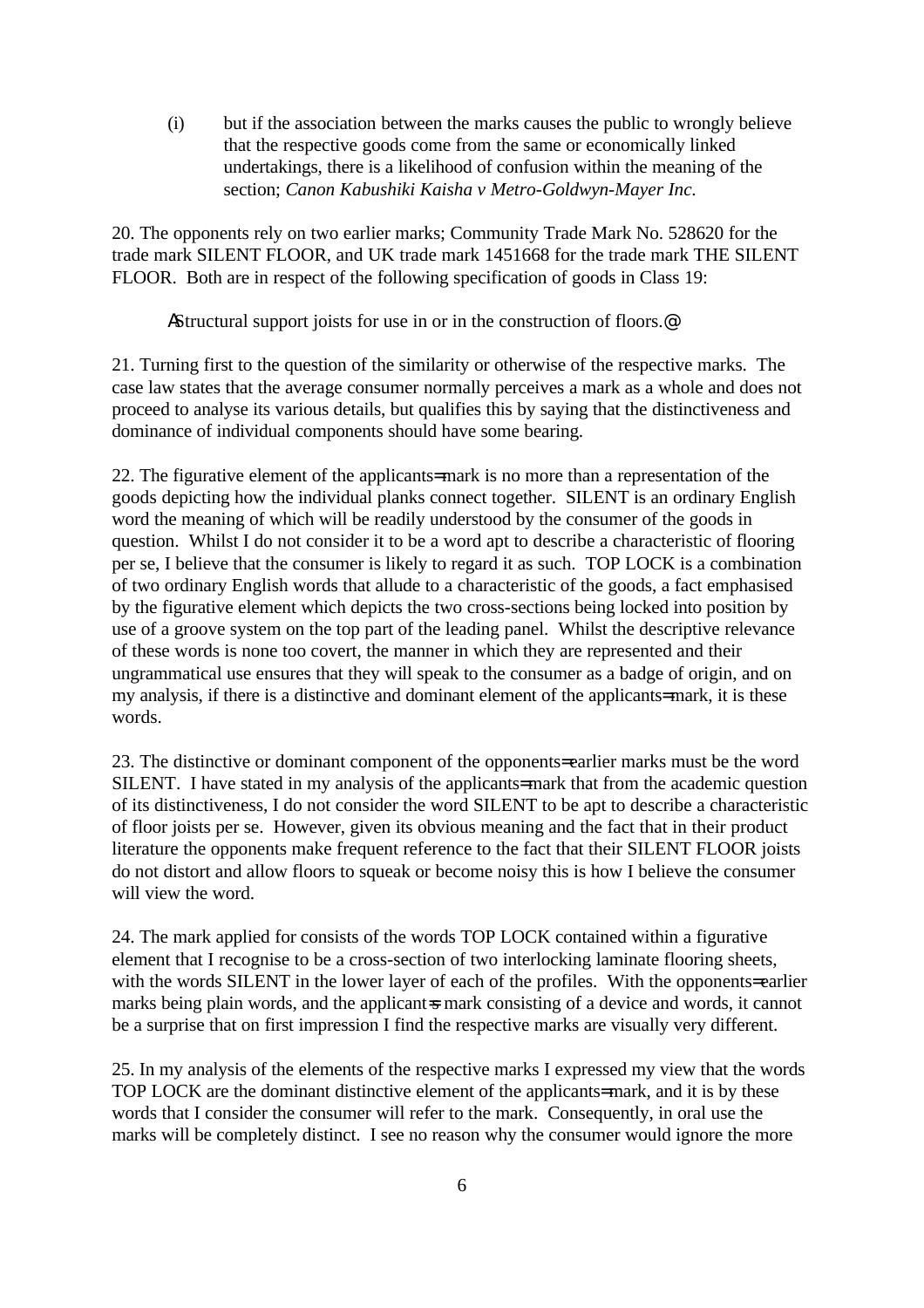(i) but if the association between the marks causes the public to wrongly believe that the respective goods come from the same or economically linked undertakings, there is a likelihood of confusion within the meaning of the section; *Canon Kabushiki Kaisha v Metro-Goldwyn-Mayer Inc.*

20. The opponents rely on two earlier marks; Community Trade Mark No. 528620 for the trade mark SILENT FLOOR, and UK trade mark 1451668 for the trade mark THE SILENT FLOOR. Both are in respect of the following specification of goods in Class 19:

> AStructural support joists for use in or in the construction of floors.@

21. Turning first to the question of the similarity or otherwise of the respective marks. The case law states that the average consumer normally perceives a mark as a whole and does not proceed to analyse its various details, but qualifies this by saying that the distinctiveness and dominance of individual components should have some bearing.

22. The figurative element of the applicants= mark is no more than a representation of the goods depicting how the individual planks connect together. SILENT is an ordinary English word the meaning of which will be readily understood by the consumer of the goods in question. Whilst I do not consider it to be a word apt to describe a characteristic of flooring per se, I believe that the consumer is likely to regard it as such. TOP LOCK is a combination of two ordinary English words that allude to a characteristic of the goods, a fact emphasised by the figurative element which depicts the two cross-sections being locked into position by use of a groove system on the top part of the leading panel. Whilst the descriptive relevance of these words is none too covert, the manner in which they are represented and their ungrammatical use ensures that they will speak to the consumer as a badge of origin, and on my analysis, if there is a distinctive and dominant element of the applicants= mark, it is these words.

23. The distinctive or dominant component of the opponents= earlier marks must be the word SILENT. I have stated in my analysis of the applicants= mark that from the academic question of its distinctiveness, I do not consider the word SILENT to be apt to describe a characteristic of floor joists per se. However, given its obvious meaning and the fact that in their product literature the opponents make frequent reference to the fact that their SILENT FLOOR joists do not distort and allow floors to squeak or become noisy this is how I believe the consumer will view the word.

24. The mark applied for consists of the words TOP LOCK contained within a figurative element that I recognise to be a cross-section of two interlocking laminate flooring sheets, with the words SILENT in the lower layer of each of the profiles. With the opponents= earlier marks being plain words, and the applicant=s mark consisting of a device and words, it cannot be a surprise that on first impression I find the respective marks are visually very different.

25. In my analysis of the elements of the respective marks I expressed my view that the words TOP LOCK are the dominant distinctive element of the applicants= mark, and it is by these words that I consider the consumer will refer to the mark. Consequently, in oral use the marks will be completely distinct. I see no reason why the consumer would ignore the more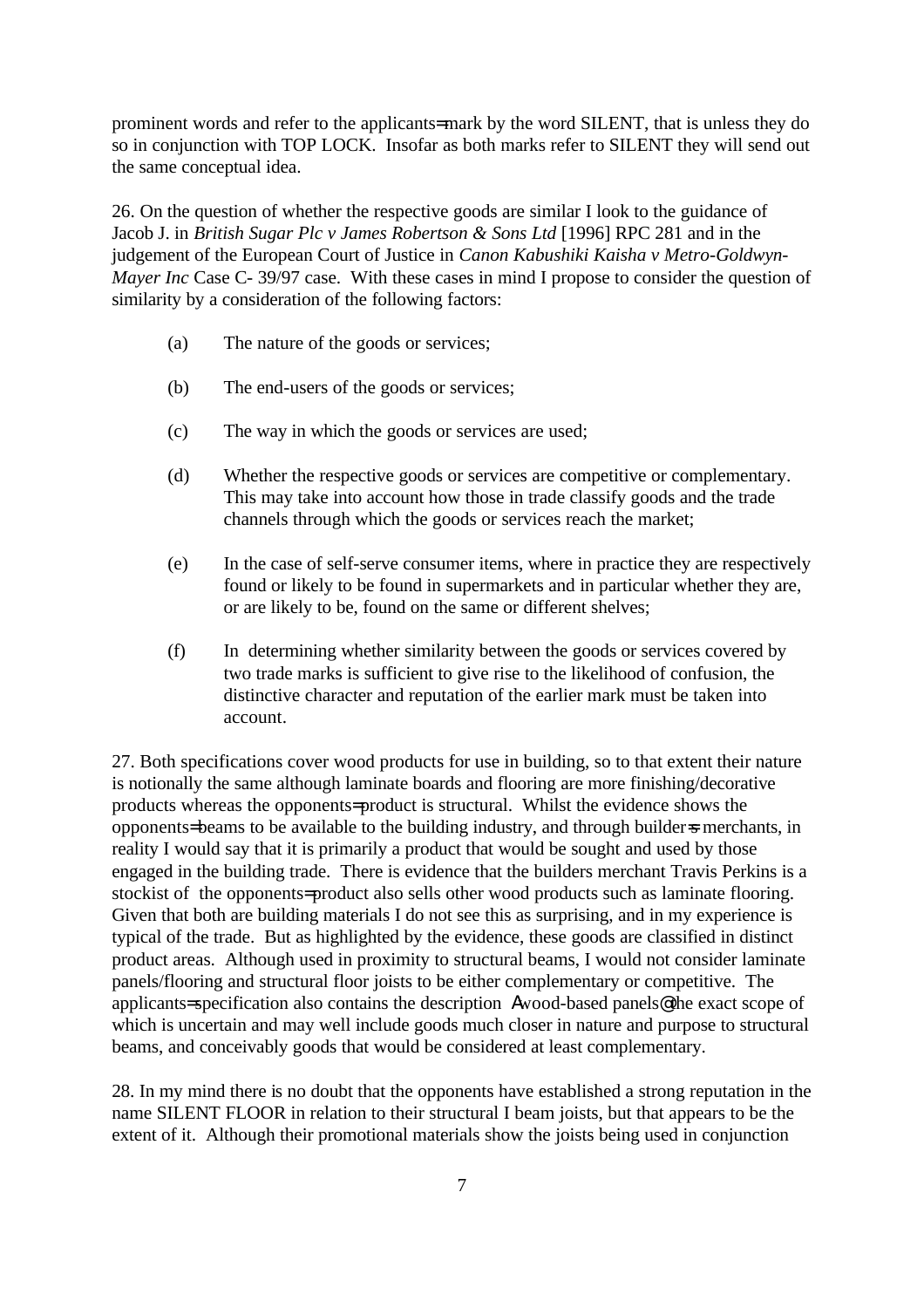prominent words and refer to the applicants= mark by the word SILENT, that is unless they do so in conjunction with TOP LOCK. Insofar as both marks refer to SILENT they will send out the same conceptual idea.

26. On the question of whether the respective goods are similar I look to the guidance of Jacob J. in *British Sugar Plc v James Robertson & Sons Ltd* [1996] RPC 281 and in the judgement of the European Court of Justice in *Canon Kabushiki Kaisha v Metro-Goldwyn-Mayer Inc* Case C- 39/97 case. With these cases in mind I propose to consider the question of similarity by a consideration of the following factors:

(a) The nature of the goods or services;

(b) The end-users of the goods or services;

(c) The way in which the goods or services are used;

(d) Whether the respective goods or services are competitive or complementary. This may take into account how those in trade classify goods and the trade channels through which the goods or services reach the market;

(e) In the case of self-serve consumer items, where in practice they are respectively found or likely to be found in supermarkets and in particular whether they are, or are likely to be, found on the same or different shelves;

(f) In determining whether similarity between the goods or services covered by two trade marks is sufficient to give rise to the likelihood of confusion, the distinctive character and reputation of the earlier mark must be taken into account.

27. Both specifications cover wood products for use in building, so to that extent their nature is notionally the same although laminate boards and flooring are more finishing/decorative products whereas the opponents= product is structural. Whilst the evidence shows the opponents= beams to be available to the building industry, and through builder=s merchants, in reality I would say that it is primarily a product that would be sought and used by those engaged in the building trade. There is evidence that the builders merchant Travis Perkins is a stockist of the opponents= product also sells other wood products such as laminate flooring. Given that both are building materials I do not see this as surprising, and in my experience is typical of the trade. But as highlighted by the evidence, these goods are classified in distinct product areas. Although used in proximity to structural beams, I would not consider laminate panels/flooring and structural floor joists to be either complementary or competitive. The applicants= specification also contains the description Awood-based panels@ the exact scope of which is uncertain and may well include goods much closer in nature and purpose to structural beams, and conceivably goods that would be considered at least complementary.

28. In my mind there is no doubt that the opponents have established a strong reputation in the name SILENT FLOOR in relation to their structural I beam joists, but that appears to be the extent of it. Although their promotional materials show the joists being used in conjunction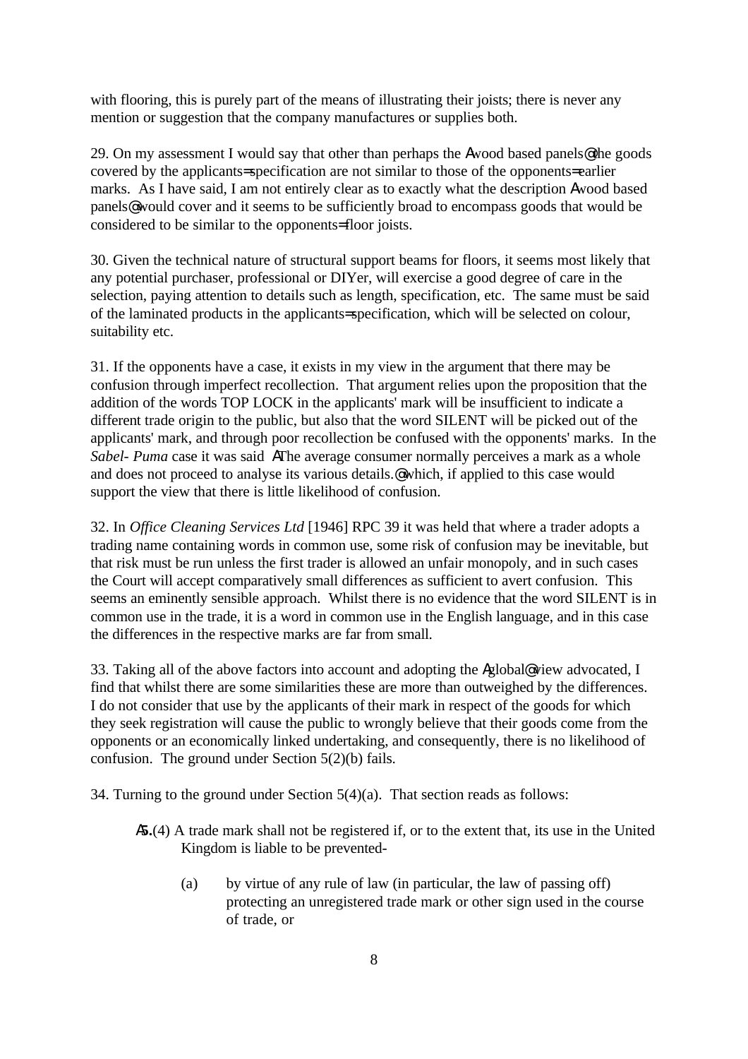with flooring, this is purely part of the means of illustrating their joists; there is never any mention or suggestion that the company manufactures or supplies both.

29. On my assessment I would say that other than perhaps the Αwood based panels@ the goods covered by the applicants= specification are not similar to those of the opponents= earlier marks. As I have said, I am not entirely clear as to exactly what the description Αwood based panels@ would cover and it seems to be sufficiently broad to encompass goods that would be considered to be similar to the opponents= floor joists.

30. Given the technical nature of structural support beams for floors, it seems most likely that any potential purchaser, professional or DIYer, will exercise a good degree of care in the selection, paying attention to details such as length, specification, etc. The same must be said of the laminated products in the applicants= specification, which will be selected on colour, suitability etc.

31. If the opponents have a case, it exists in my view in the argument that there may be confusion through imperfect recollection. That argument relies upon the proposition that the addition of the words TOP LOCK in the applicants' mark will be insufficient to indicate a different trade origin to the public, but also that the word SILENT will be picked out of the applicants' mark, and through poor recollection be confused with the opponents' marks. In the *Sabel- Puma* case it was said ΑThe average consumer normally perceives a mark as a whole and does not proceed to analyse its various details.@ which, if applied to this case would support the view that there is little likelihood of confusion.

32. In *Office Cleaning Services Ltd* [1946] RPC 39 it was held that where a trader adopts a trading name containing words in common use, some risk of confusion may be inevitable, but that risk must be run unless the first trader is allowed an unfair monopoly, and in such cases the Court will accept comparatively small differences as sufficient to avert confusion. This seems an eminently sensible approach. Whilst there is no evidence that the word SILENT is in common use in the trade, it is a word in common use in the English language, and in this case the differences in the respective marks are far from small.

33. Taking all of the above factors into account and adopting the Αglobal@ view advocated, I find that whilst there are some similarities these are more than outweighed by the differences. I do not consider that use by the applicants of their mark in respect of the goods for which they seek registration will cause the public to wrongly believe that their goods come from the opponents or an economically linked undertaking, and consequently, there is no likelihood of confusion. The ground under Section 5(2)(b) fails.

34. Turning to the ground under Section 5(4)(a). That section reads as follows:

> Α**5.**(4) A trade mark shall not be registered if, or to the extent that, its use in the United Kingdom is liable to be prevented-
>
> (a) by virtue of any rule of law (in particular, the law of passing off) protecting an unregistered trade mark or other sign used in the course of trade, or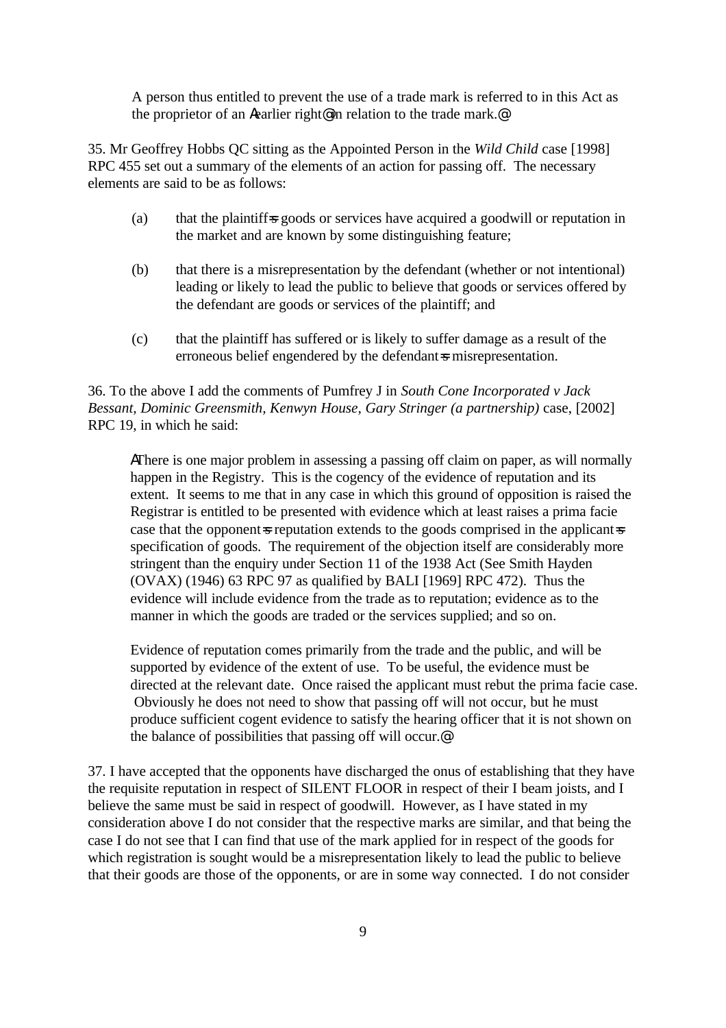A person thus entitled to prevent the use of a trade mark is referred to in this Act as the proprietor of an Αearlier right@ in relation to the trade mark.@

35. Mr Geoffrey Hobbs QC sitting as the Appointed Person in the *Wild Child* case [1998] RPC 455 set out a summary of the elements of an action for passing off. The necessary elements are said to be as follows:

(a) that the plaintiff=s goods or services have acquired a goodwill or reputation in the market and are known by some distinguishing feature;

(b) that there is a misrepresentation by the defendant (whether or not intentional) leading or likely to lead the public to believe that goods or services offered by the defendant are goods or services of the plaintiff; and

(c) that the plaintiff has suffered or is likely to suffer damage as a result of the erroneous belief engendered by the defendant=s misrepresentation.

36. To the above I add the comments of Pumfrey J in *South Cone Incorporated v Jack Bessant, Dominic Greensmith, Kenwyn House, Gary Stringer (a partnership)* case, [2002] RPC 19, in which he said:

ΑThere is one major problem in assessing a passing off claim on paper, as will normally happen in the Registry. This is the cogency of the evidence of reputation and its extent. It seems to me that in any case in which this ground of opposition is raised the Registrar is entitled to be presented with evidence which at least raises a prima facie case that the opponent=s reputation extends to the goods comprised in the applicant=s specification of goods. The requirement of the objection itself are considerably more stringent than the enquiry under Section 11 of the 1938 Act (See Smith Hayden (OVAX) (1946) 63 RPC 97 as qualified by BALI [1969] RPC 472). Thus the evidence will include evidence from the trade as to reputation; evidence as to the manner in which the goods are traded or the services supplied; and so on.

Evidence of reputation comes primarily from the trade and the public, and will be supported by evidence of the extent of use. To be useful, the evidence must be directed at the relevant date. Once raised the applicant must rebut the prima facie case. Obviously he does not need to show that passing off will not occur, but he must produce sufficient cogent evidence to satisfy the hearing officer that it is not shown on the balance of possibilities that passing off will occur.@

37. I have accepted that the opponents have discharged the onus of establishing that they have the requisite reputation in respect of SILENT FLOOR in respect of their I beam joists, and I believe the same must be said in respect of goodwill. However, as I have stated in my consideration above I do not consider that the respective marks are similar, and that being the case I do not see that I can find that use of the mark applied for in respect of the goods for which registration is sought would be a misrepresentation likely to lead the public to believe that their goods are those of the opponents, or are in some way connected. I do not consider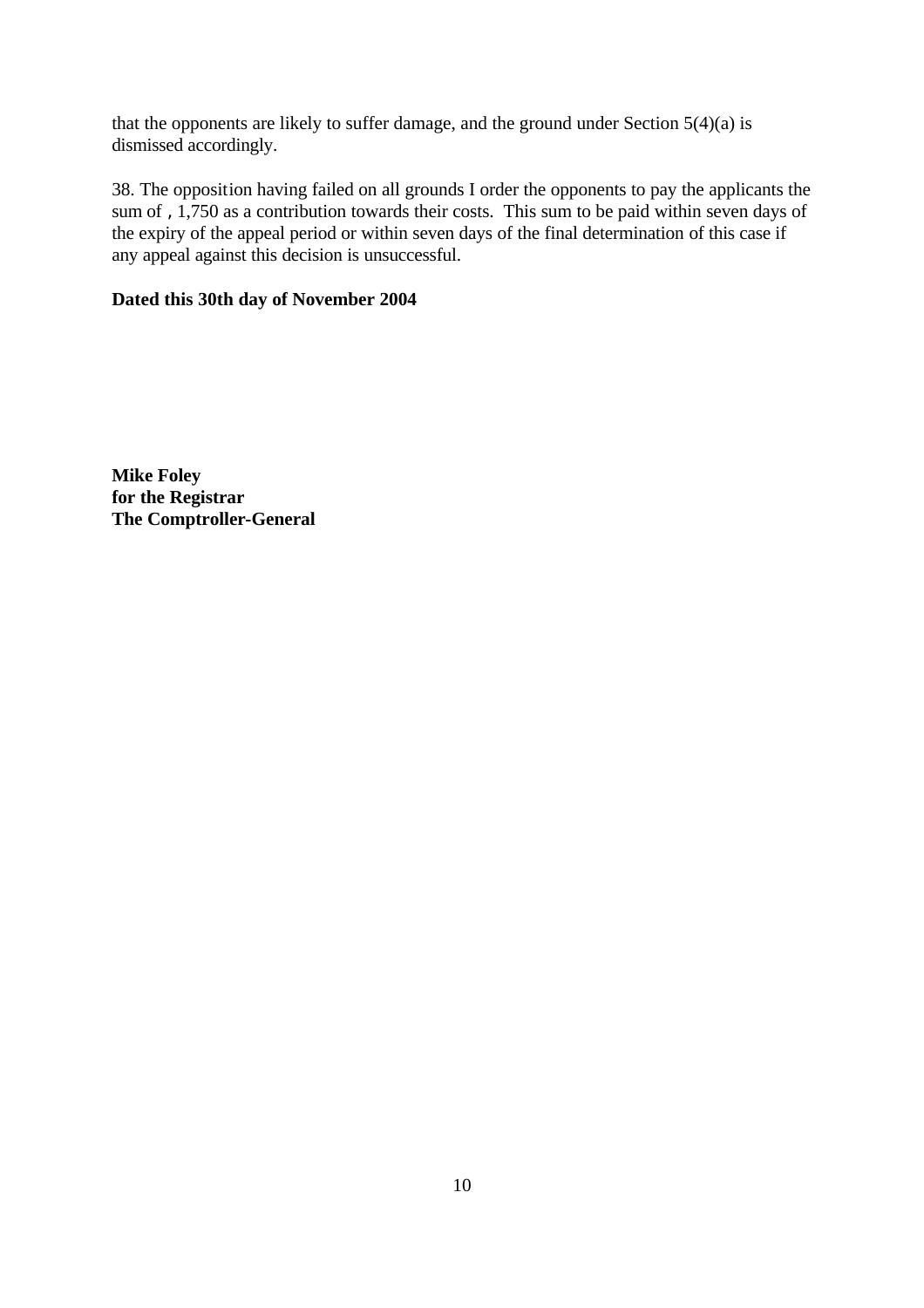that the opponents are likely to suffer damage, and the ground under Section 5(4)(a) is dismissed accordingly.

38. The opposition having failed on all grounds I order the opponents to pay the applicants the sum of , 1,750 as a contribution towards their costs. This sum to be paid within seven days of the expiry of the appeal period or within seven days of the final determination of this case if any appeal against this decision is unsuccessful.

**Dated this 30th day of November 2004**

**Mike Foley**
**for the Registrar**
**The Comptroller-General**